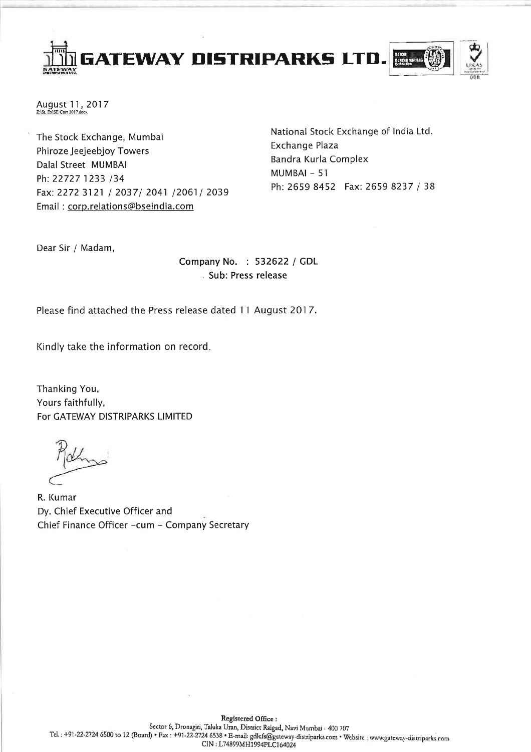# GATEWAY DISTRIPARKS LTD.

August 11, 2017
Z:\SL Ex\SE Corr 2017.docx

The Stock Exchange, Mumbai
Phiroze Jeejeebjoy Towers
Dalal Street MUMBAI
Ph: 22727 1233 /34
Fax: 2272 3121 / 2037/ 2041 /2061/ 2039
Email : corp.relations@bseindia.com

National Stock Exchange of India Ltd.
Exchange Plaza
Bandra Kurla Complex
MUMBAI – 51
Ph: 2659 8452 Fax: 2659 8237 / 38

Dear Sir / Madam,

**Company No. : 532622 / GDL**
**Sub: Press release**

Please find attached the Press release dated 11 August 2017.

Kindly take the information on record.

Thanking You,
Yours faithfully,
For GATEWAY DISTRIPARKS LIMITED

R. Kumar
Dy. Chief Executive Officer and
Chief Finance Officer –cum – Company Secretary

**Registered Office :**
Sector 6, Dronagiri, Taluka Uran, District Raigad, Navi Mumbai - 400 707
Tel. : +91-22-2724 6500 to 12 (Board) • Fax : +91-22-2724 6538 • E-mail: gdlcfs@gateway-distriparks.com • Website : www.gateway-distriparks.com
CIN : L74899MH1994PLC164024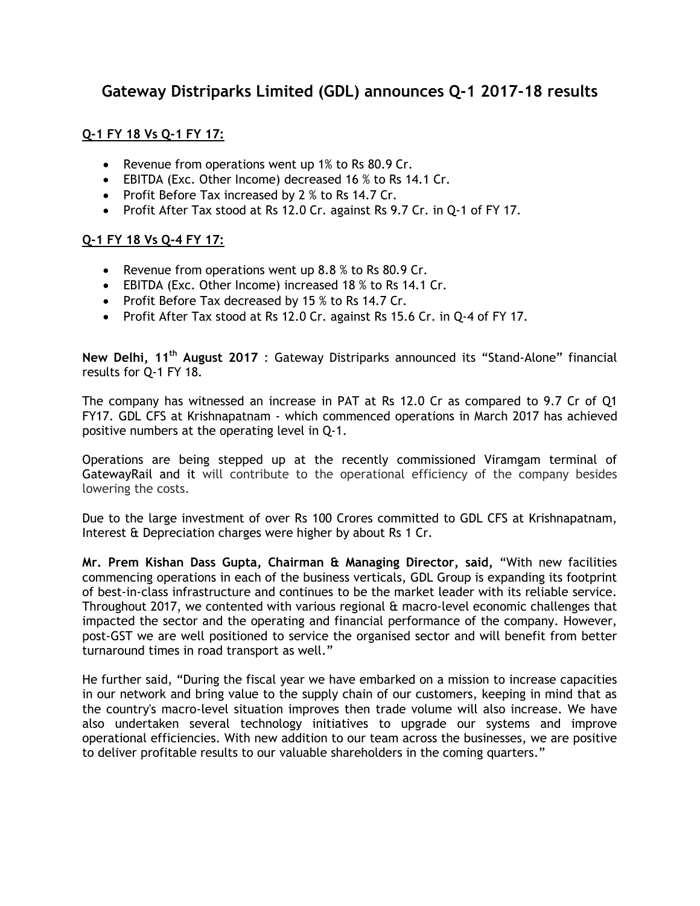# Gateway Distriparks Limited (GDL) announces Q-1 2017-18 results

**Q-1 FY 18 Vs Q-1 FY 17:**

- Revenue from operations went up 1% to Rs 80.9 Cr.
- EBITDA (Exc. Other Income) decreased 16 % to Rs 14.1 Cr.
- Profit Before Tax increased by 2 % to Rs 14.7 Cr.
- Profit After Tax stood at Rs 12.0 Cr. against Rs 9.7 Cr. in Q-1 of FY 17.

**Q-1 FY 18 Vs Q-4 FY 17:**

- Revenue from operations went up 8.8 % to Rs 80.9 Cr.
- EBITDA (Exc. Other Income) increased 18 % to Rs 14.1 Cr.
- Profit Before Tax decreased by 15 % to Rs 14.7 Cr.
- Profit After Tax stood at Rs 12.0 Cr. against Rs 15.6 Cr. in Q-4 of FY 17.

**New Delhi, 11th August 2017** : Gateway Distriparks announced its "Stand-Alone" financial results for Q-1 FY 18.

The company has witnessed an increase in PAT at Rs 12.0 Cr as compared to 9.7 Cr of Q1 FY17. GDL CFS at Krishnapatnam - which commenced operations in March 2017 has achieved positive numbers at the operating level in Q-1.

Operations are being stepped up at the recently commissioned Viramgam terminal of GatewayRail and it will contribute to the operational efficiency of the company besides lowering the costs.

Due to the large investment of over Rs 100 Crores committed to GDL CFS at Krishnapatnam, Interest & Depreciation charges were higher by about Rs 1 Cr.

**Mr. Prem Kishan Dass Gupta, Chairman & Managing Director, said,** "With new facilities commencing operations in each of the business verticals, GDL Group is expanding its footprint of best-in-class infrastructure and continues to be the market leader with its reliable service. Throughout 2017, we contented with various regional & macro-level economic challenges that impacted the sector and the operating and financial performance of the company. However, post-GST we are well positioned to service the organised sector and will benefit from better turnaround times in road transport as well."

He further said, "During the fiscal year we have embarked on a mission to increase capacities in our network and bring value to the supply chain of our customers, keeping in mind that as the country's macro-level situation improves then trade volume will also increase. We have also undertaken several technology initiatives to upgrade our systems and improve operational efficiencies. With new addition to our team across the businesses, we are positive to deliver profitable results to our valuable shareholders in the coming quarters."